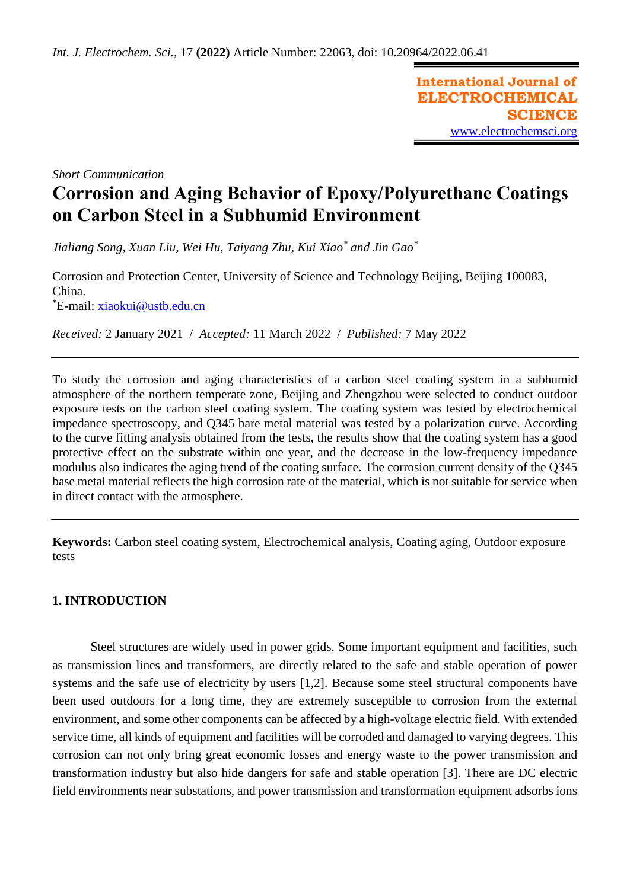*Int. J. Electrochem. Sci.*, 17 **(2022)** Article Number: 22063, doi: 10.20964/2022.06.41

**International Journal of ELECTROCHEMICAL SCIENCE**
www.electrochemsci.org

*Short Communication*

# Corrosion and Aging Behavior of Epoxy/Polyurethane Coatings on Carbon Steel in a Subhumid Environment

*Jialiang Song, Xuan Liu, Wei Hu, Taiyang Zhu, Kui Xiao\* and Jin Gao\**

Corrosion and Protection Center, University of Science and Technology Beijing, Beijing 100083, China.
\*E-mail: xiaokui@ustb.edu.cn

*Received:* 2 January 2021 / *Accepted:* 11 March 2022 / *Published:* 7 May 2022

---

To study the corrosion and aging characteristics of a carbon steel coating system in a subhumid atmosphere of the northern temperate zone, Beijing and Zhengzhou were selected to conduct outdoor exposure tests on the carbon steel coating system. The coating system was tested by electrochemical impedance spectroscopy, and Q345 bare metal material was tested by a polarization curve. According to the curve fitting analysis obtained from the tests, the results show that the coating system has a good protective effect on the substrate within one year, and the decrease in the low-frequency impedance modulus also indicates the aging trend of the coating surface. The corrosion current density of the Q345 base metal material reflects the high corrosion rate of the material, which is not suitable for service when in direct contact with the atmosphere.

---

**Keywords:** Carbon steel coating system, Electrochemical analysis, Coating aging, Outdoor exposure tests

## 1. INTRODUCTION

Steel structures are widely used in power grids. Some important equipment and facilities, such as transmission lines and transformers, are directly related to the safe and stable operation of power systems and the safe use of electricity by users [1,2]. Because some steel structural components have been used outdoors for a long time, they are extremely susceptible to corrosion from the external environment, and some other components can be affected by a high-voltage electric field. With extended service time, all kinds of equipment and facilities will be corroded and damaged to varying degrees. This corrosion can not only bring great economic losses and energy waste to the power transmission and transformation industry but also hide dangers for safe and stable operation [3]. There are DC electric field environments near substations, and power transmission and transformation equipment adsorbs ions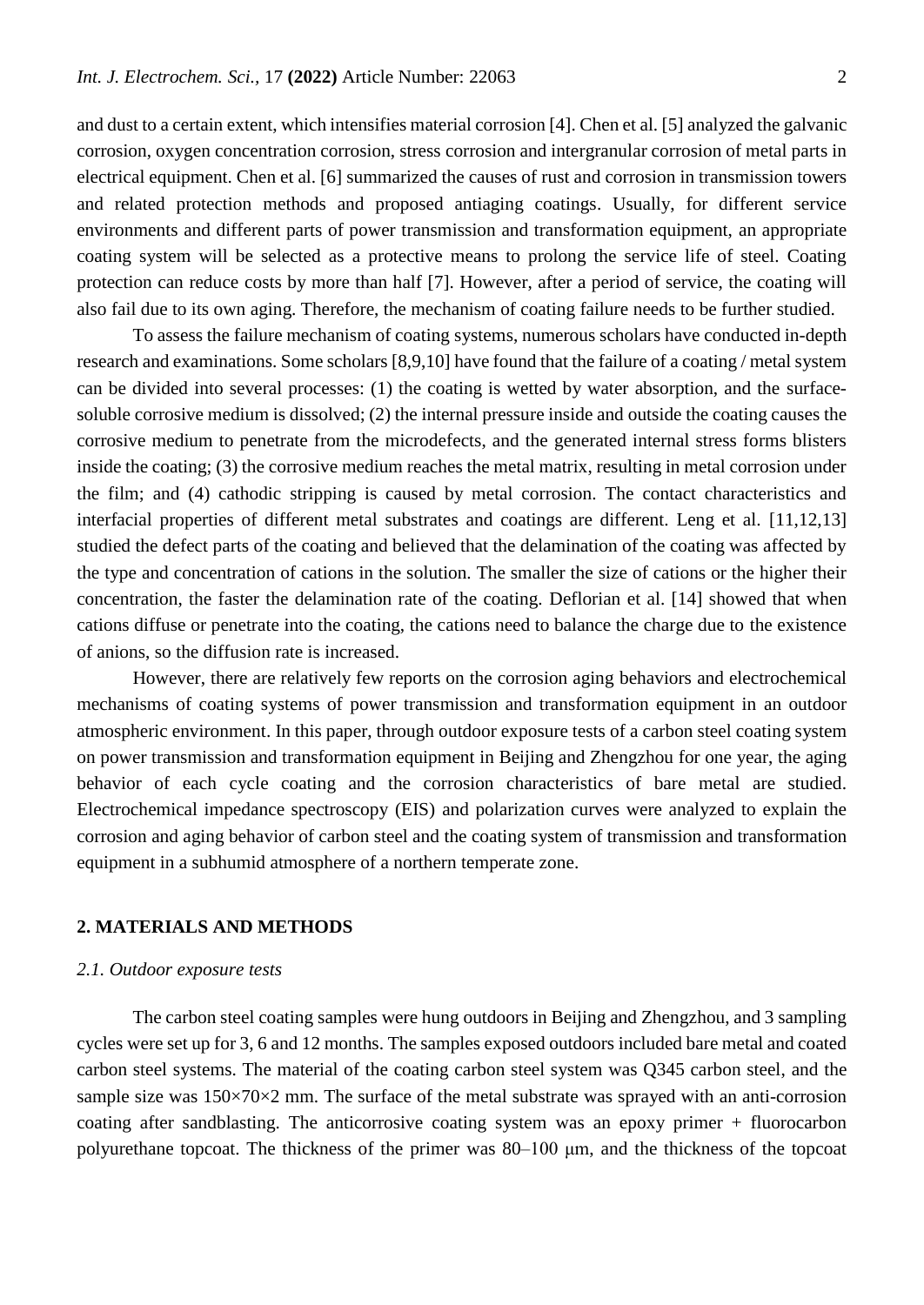and dust to a certain extent, which intensifies material corrosion [4]. Chen et al. [5] analyzed the galvanic corrosion, oxygen concentration corrosion, stress corrosion and intergranular corrosion of metal parts in electrical equipment. Chen et al. [6] summarized the causes of rust and corrosion in transmission towers and related protection methods and proposed antiaging coatings. Usually, for different service environments and different parts of power transmission and transformation equipment, an appropriate coating system will be selected as a protective means to prolong the service life of steel. Coating protection can reduce costs by more than half [7]. However, after a period of service, the coating will also fail due to its own aging. Therefore, the mechanism of coating failure needs to be further studied.

To assess the failure mechanism of coating systems, numerous scholars have conducted in-depth research and examinations. Some scholars [8,9,10] have found that the failure of a coating / metal system can be divided into several processes: (1) the coating is wetted by water absorption, and the surface-soluble corrosive medium is dissolved; (2) the internal pressure inside and outside the coating causes the corrosive medium to penetrate from the microdefects, and the generated internal stress forms blisters inside the coating; (3) the corrosive medium reaches the metal matrix, resulting in metal corrosion under the film; and (4) cathodic stripping is caused by metal corrosion. The contact characteristics and interfacial properties of different metal substrates and coatings are different. Leng et al. [11,12,13] studied the defect parts of the coating and believed that the delamination of the coating was affected by the type and concentration of cations in the solution. The smaller the size of cations or the higher their concentration, the faster the delamination rate of the coating. Deflorian et al. [14] showed that when cations diffuse or penetrate into the coating, the cations need to balance the charge due to the existence of anions, so the diffusion rate is increased.

However, there are relatively few reports on the corrosion aging behaviors and electrochemical mechanisms of coating systems of power transmission and transformation equipment in an outdoor atmospheric environment. In this paper, through outdoor exposure tests of a carbon steel coating system on power transmission and transformation equipment in Beijing and Zhengzhou for one year, the aging behavior of each cycle coating and the corrosion characteristics of bare metal are studied. Electrochemical impedance spectroscopy (EIS) and polarization curves were analyzed to explain the corrosion and aging behavior of carbon steel and the coating system of transmission and transformation equipment in a subhumid atmosphere of a northern temperate zone.

## 2. MATERIALS AND METHODS

### *2.1. Outdoor exposure tests*

The carbon steel coating samples were hung outdoors in Beijing and Zhengzhou, and 3 sampling cycles were set up for 3, 6 and 12 months. The samples exposed outdoors included bare metal and coated carbon steel systems. The material of the coating carbon steel system was Q345 carbon steel, and the sample size was 150×70×2 mm. The surface of the metal substrate was sprayed with an anti-corrosion coating after sandblasting. The anticorrosive coating system was an epoxy primer + fluorocarbon polyurethane topcoat. The thickness of the primer was 80–100 μm, and the thickness of the topcoat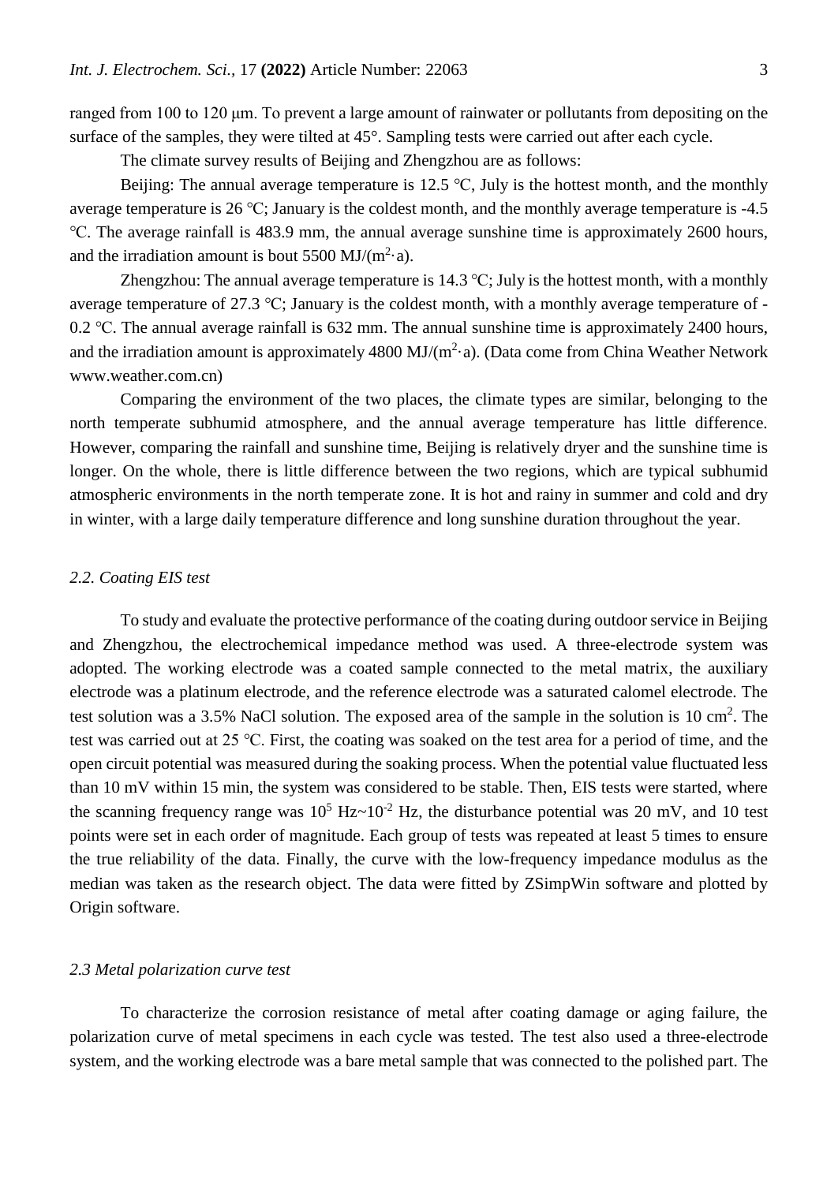ranged from 100 to 120 μm. To prevent a large amount of rainwater or pollutants from depositing on the surface of the samples, they were tilted at 45°. Sampling tests were carried out after each cycle.

The climate survey results of Beijing and Zhengzhou are as follows:

Beijing: The annual average temperature is 12.5 ℃, July is the hottest month, and the monthly average temperature is 26 ℃; January is the coldest month, and the monthly average temperature is -4.5 ℃. The average rainfall is 483.9 mm, the annual average sunshine time is approximately 2600 hours, and the irradiation amount is bout 5500 MJ/($m^2$·a).

Zhengzhou: The annual average temperature is 14.3 ℃; July is the hottest month, with a monthly average temperature of 27.3 ℃; January is the coldest month, with a monthly average temperature of -0.2 ℃. The annual average rainfall is 632 mm. The annual sunshine time is approximately 2400 hours, and the irradiation amount is approximately 4800 MJ/($m^2$·a). (Data come from China Weather Network www.weather.com.cn)

Comparing the environment of the two places, the climate types are similar, belonging to the north temperate subhumid atmosphere, and the annual average temperature has little difference. However, comparing the rainfall and sunshine time, Beijing is relatively dryer and the sunshine time is longer. On the whole, there is little difference between the two regions, which are typical subhumid atmospheric environments in the north temperate zone. It is hot and rainy in summer and cold and dry in winter, with a large daily temperature difference and long sunshine duration throughout the year.

### *2.2. Coating EIS test*

To study and evaluate the protective performance of the coating during outdoor service in Beijing and Zhengzhou, the electrochemical impedance method was used. A three-electrode system was adopted. The working electrode was a coated sample connected to the metal matrix, the auxiliary electrode was a platinum electrode, and the reference electrode was a saturated calomel electrode. The test solution was a 3.5% NaCl solution. The exposed area of the sample in the solution is 10 $cm^2$. The test was carried out at 25 ℃. First, the coating was soaked on the test area for a period of time, and the open circuit potential was measured during the soaking process. When the potential value fluctuated less than 10 mV within 15 min, the system was considered to be stable. Then, EIS tests were started, where the scanning frequency range was $10^5$ Hz~$10^{-2}$ Hz, the disturbance potential was 20 mV, and 10 test points were set in each order of magnitude. Each group of tests was repeated at least 5 times to ensure the true reliability of the data. Finally, the curve with the low-frequency impedance modulus as the median was taken as the research object. The data were fitted by ZSimpWin software and plotted by Origin software.

### *2.3 Metal polarization curve test*

To characterize the corrosion resistance of metal after coating damage or aging failure, the polarization curve of metal specimens in each cycle was tested. The test also used a three-electrode system, and the working electrode was a bare metal sample that was connected to the polished part. The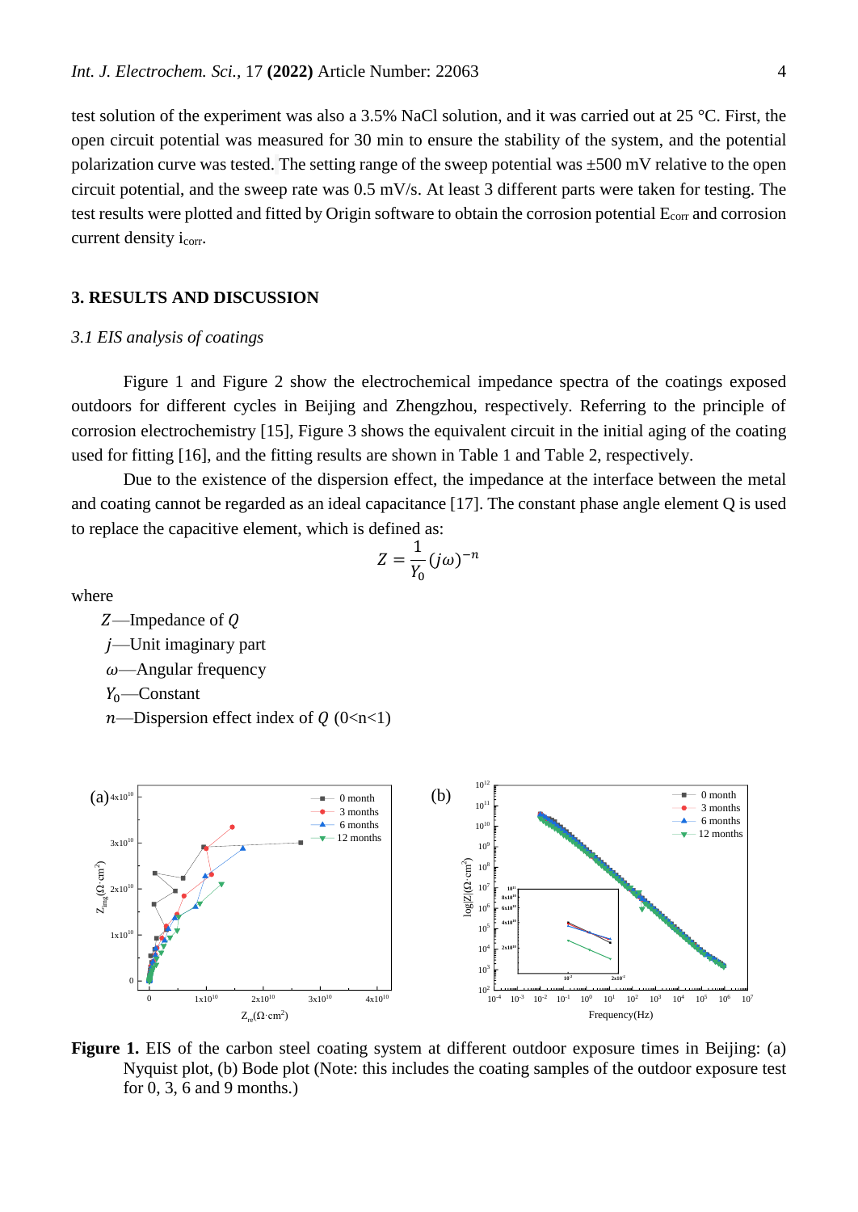test solution of the experiment was also a 3.5% NaCl solution, and it was carried out at 25 °C. First, the open circuit potential was measured for 30 min to ensure the stability of the system, and the potential polarization curve was tested. The setting range of the sweep potential was ±500 mV relative to the open circuit potential, and the sweep rate was 0.5 mV/s. At least 3 different parts were taken for testing. The test results were plotted and fitted by Origin software to obtain the corrosion potential $E_{corr}$ and corrosion current density $i_{corr}$.

## 3. RESULTS AND DISCUSSION

### *3.1 EIS analysis of coatings*

Figure 1 and Figure 2 show the electrochemical impedance spectra of the coatings exposed outdoors for different cycles in Beijing and Zhengzhou, respectively. Referring to the principle of corrosion electrochemistry [15], Figure 3 shows the equivalent circuit in the initial aging of the coating used for fitting [16], and the fitting results are shown in Table 1 and Table 2, respectively.

Due to the existence of the dispersion effect, the impedance at the interface between the metal and coating cannot be regarded as an ideal capacitance [17]. The constant phase angle element Q is used to replace the capacitive element, which is defined as:

$$Z = \frac{1}{Y_0}(j\omega)^{-n}$$

where

$Z$—Impedance of $Q$

$j$—Unit imaginary part

$\omega$—Angular frequency

$Y_0$—Constant

$n$—Dispersion effect index of $Q$ (0<n<1)

**Figure 1.** EIS of the carbon steel coating system at different outdoor exposure times in Beijing: (a) Nyquist plot, (b) Bode plot (Note: this includes the coating samples of the outdoor exposure test for 0, 3, 6 and 9 months.)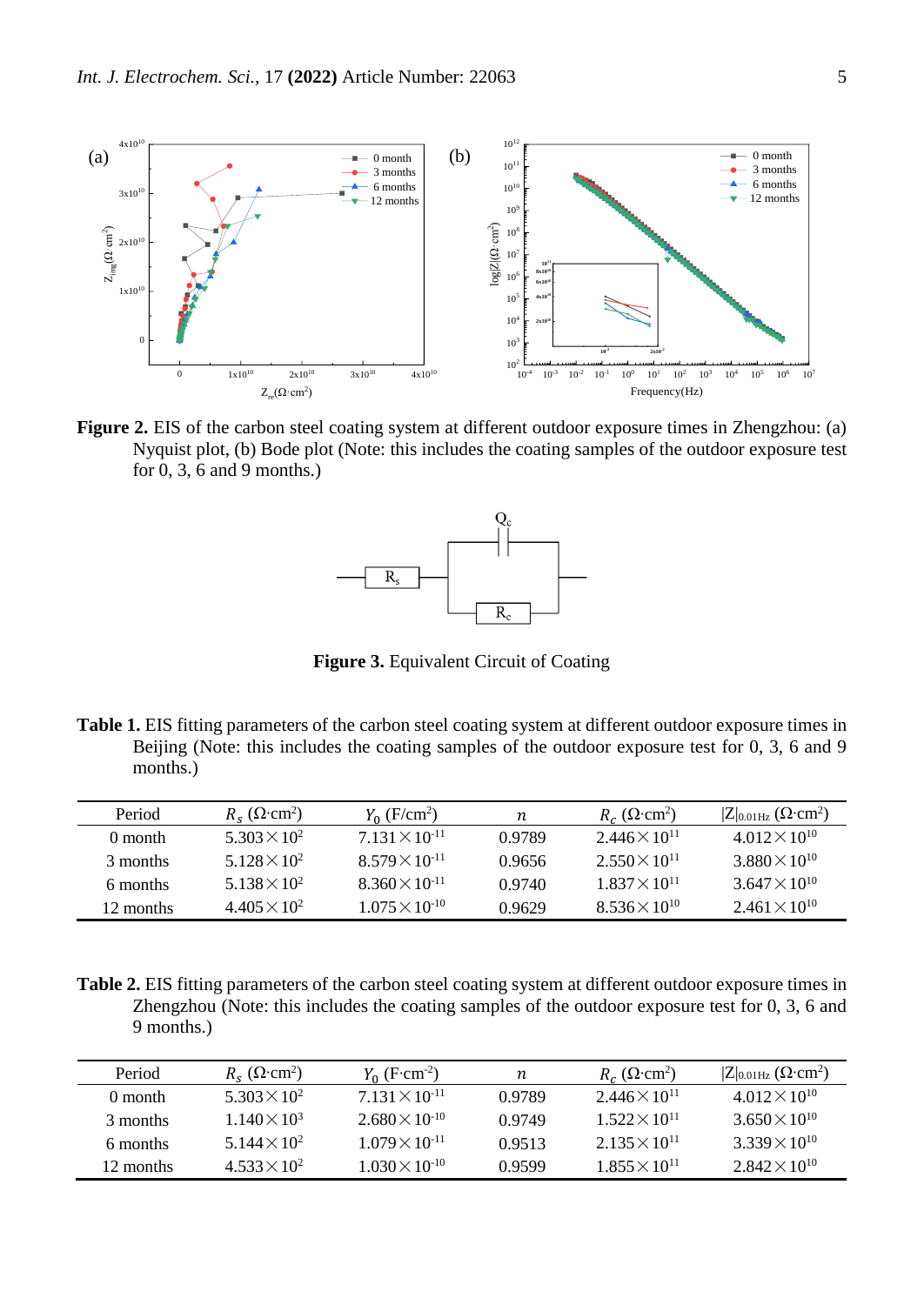**Figure 2.** EIS of the carbon steel coating system at different outdoor exposure times in Zhengzhou: (a) Nyquist plot, (b) Bode plot (Note: this includes the coating samples of the outdoor exposure test for 0, 3, 6 and 9 months.)

**Figure 3.** Equivalent Circuit of Coating

**Table 1.** EIS fitting parameters of the carbon steel coating system at different outdoor exposure times in Beijing (Note: this includes the coating samples of the outdoor exposure test for 0, 3, 6 and 9 months.)

| Period | $R_s$ (Ω·cm²) | $Y_0$ (F/cm²) | $n$ | $R_c$ (Ω·cm²) | $\|Z\|_{0.01Hz}$ (Ω·cm²) |
|---|---|---|---|---|---|
| 0 month | $5.303\times10^{2}$ | $7.131\times10^{-11}$ | 0.9789 | $2.446\times10^{11}$ | $4.012\times10^{10}$ |
| 3 months | $5.128\times10^{2}$ | $8.579\times10^{-11}$ | 0.9656 | $2.550\times10^{11}$ | $3.880\times10^{10}$ |
| 6 months | $5.138\times10^{2}$ | $8.360\times10^{-11}$ | 0.9740 | $1.837\times10^{11}$ | $3.647\times10^{10}$ |
| 12 months | $4.405\times10^{2}$ | $1.075\times10^{-10}$ | 0.9629 | $8.536\times10^{10}$ | $2.461\times10^{10}$ |

**Table 2.** EIS fitting parameters of the carbon steel coating system at different outdoor exposure times in Zhengzhou (Note: this includes the coating samples of the outdoor exposure test for 0, 3, 6 and 9 months.)

| Period | $R_s$ (Ω·cm²) | $Y_0$ (F·cm⁻²) | $n$ | $R_c$ (Ω·cm²) | $\|Z\|_{0.01Hz}$ (Ω·cm²) |
|---|---|---|---|---|---|
| 0 month | $5.303\times10^{2}$ | $7.131\times10^{-11}$ | 0.9789 | $2.446\times10^{11}$ | $4.012\times10^{10}$ |
| 3 months | $1.140\times10^{3}$ | $2.680\times10^{-10}$ | 0.9749 | $1.522\times10^{11}$ | $3.650\times10^{10}$ |
| 6 months | $5.144\times10^{2}$ | $1.079\times10^{-11}$ | 0.9513 | $2.135\times10^{11}$ | $3.339\times10^{10}$ |
| 12 months | $4.533\times10^{2}$ | $1.030\times10^{-10}$ | 0.9599 | $1.855\times10^{11}$ | $2.842\times10^{10}$ |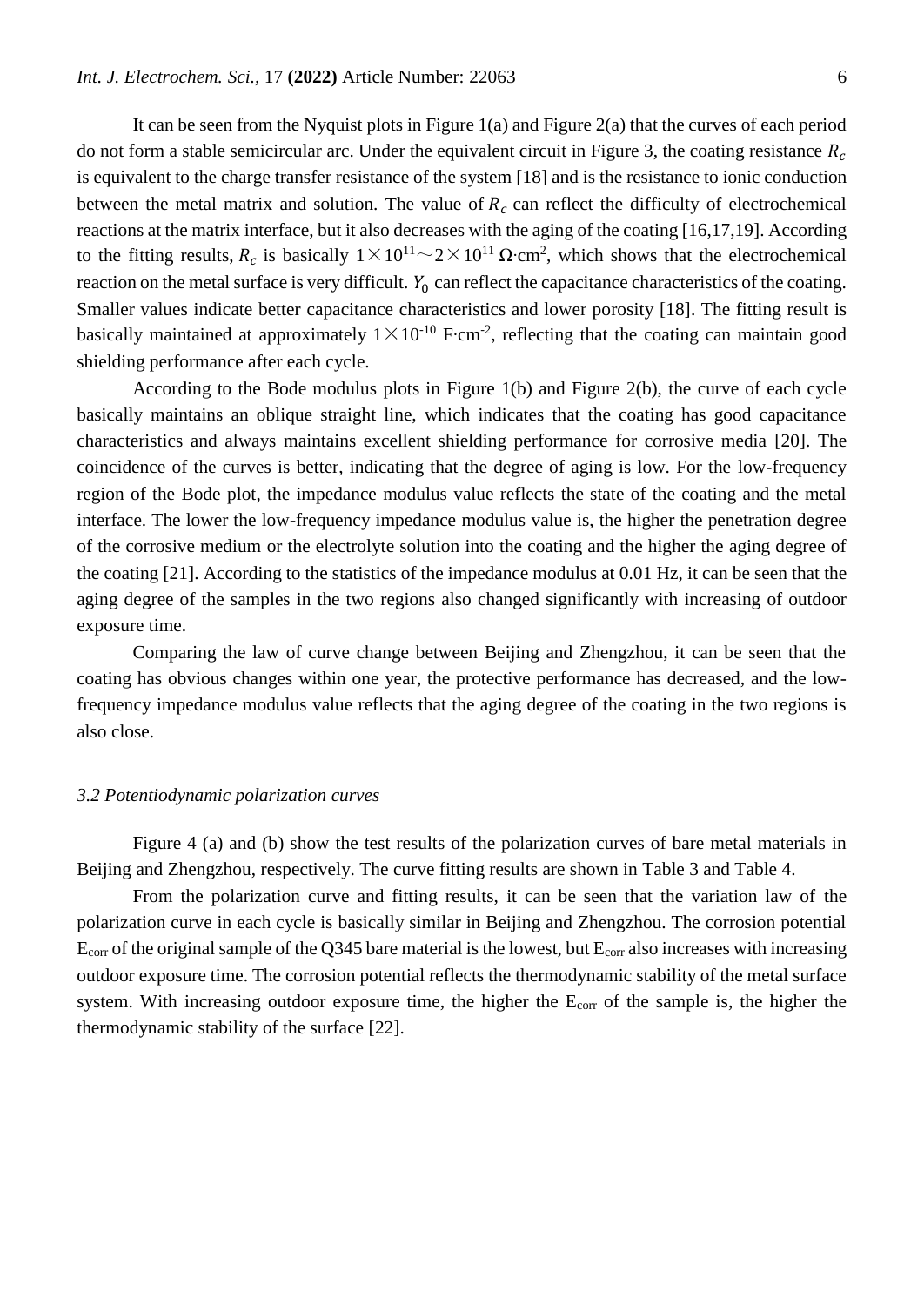It can be seen from the Nyquist plots in Figure 1(a) and Figure 2(a) that the curves of each period do not form a stable semicircular arc. Under the equivalent circuit in Figure 3, the coating resistance $R_c$ is equivalent to the charge transfer resistance of the system [18] and is the resistance to ionic conduction between the metal matrix and solution. The value of $R_c$ can reflect the difficulty of electrochemical reactions at the matrix interface, but it also decreases with the aging of the coating [16,17,19]. According to the fitting results, $R_c$ is basically $1\times10^{11}\sim2\times10^{11}$ $\Omega\cdot cm^2$, which shows that the electrochemical reaction on the metal surface is very difficult. $Y_0$ can reflect the capacitance characteristics of the coating. Smaller values indicate better capacitance characteristics and lower porosity [18]. The fitting result is basically maintained at approximately $1\times10^{-10}$ $F\cdot cm^{-2}$, reflecting that the coating can maintain good shielding performance after each cycle.

According to the Bode modulus plots in Figure 1(b) and Figure 2(b), the curve of each cycle basically maintains an oblique straight line, which indicates that the coating has good capacitance characteristics and always maintains excellent shielding performance for corrosive media [20]. The coincidence of the curves is better, indicating that the degree of aging is low. For the low-frequency region of the Bode plot, the impedance modulus value reflects the state of the coating and the metal interface. The lower the low-frequency impedance modulus value is, the higher the penetration degree of the corrosive medium or the electrolyte solution into the coating and the higher the aging degree of the coating [21]. According to the statistics of the impedance modulus at 0.01 Hz, it can be seen that the aging degree of the samples in the two regions also changed significantly with increasing of outdoor exposure time.

Comparing the law of curve change between Beijing and Zhengzhou, it can be seen that the coating has obvious changes within one year, the protective performance has decreased, and the low-frequency impedance modulus value reflects that the aging degree of the coating in the two regions is also close.

### *3.2 Potentiodynamic polarization curves*

Figure 4 (a) and (b) show the test results of the polarization curves of bare metal materials in Beijing and Zhengzhou, respectively. The curve fitting results are shown in Table 3 and Table 4.

From the polarization curve and fitting results, it can be seen that the variation law of the polarization curve in each cycle is basically similar in Beijing and Zhengzhou. The corrosion potential $E_{corr}$ of the original sample of the Q345 bare material is the lowest, but $E_{corr}$ also increases with increasing outdoor exposure time. The corrosion potential reflects the thermodynamic stability of the metal surface system. With increasing outdoor exposure time, the higher the $E_{corr}$ of the sample is, the higher the thermodynamic stability of the surface [22].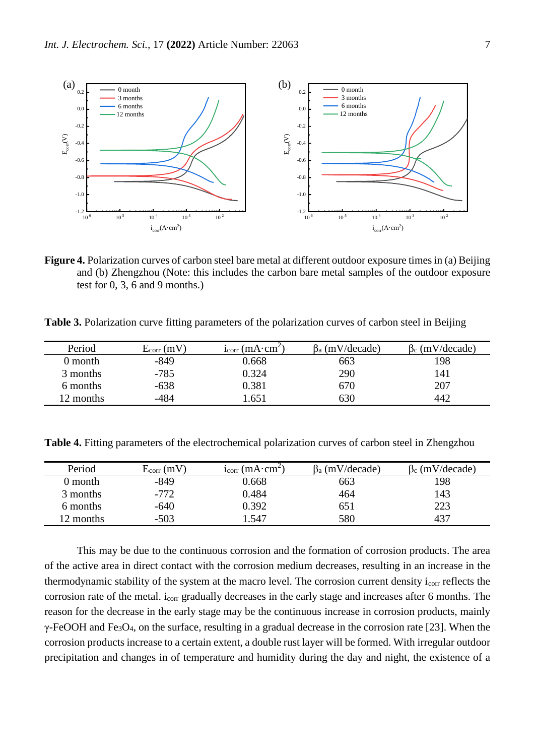**Figure 4.** Polarization curves of carbon steel bare metal at different outdoor exposure times in (a) Beijing and (b) Zhengzhou (Note: this includes the carbon bare metal samples of the outdoor exposure test for 0, 3, 6 and 9 months.)

**Table 3.** Polarization curve fitting parameters of the polarization curves of carbon steel in Beijing

| Period | $E_{corr}$ (mV) | $i_{corr}$ (mA·cm$^2$) | $\beta_a$ (mV/decade) | $\beta_c$ (mV/decade) |
|---|---|---|---|---|
| 0 month | -849 | 0.668 | 663 | 198 |
| 3 months | -785 | 0.324 | 290 | 141 |
| 6 months | -638 | 0.381 | 670 | 207 |
| 12 months | -484 | 1.651 | 630 | 442 |

**Table 4.** Fitting parameters of the electrochemical polarization curves of carbon steel in Zhengzhou

| Period | $E_{corr}$ (mV) | $i_{corr}$ (mA·cm$^2$) | $\beta_a$ (mV/decade) | $\beta_c$ (mV/decade) |
|---|---|---|---|---|
| 0 month | -849 | 0.668 | 663 | 198 |
| 3 months | -772 | 0.484 | 464 | 143 |
| 6 months | -640 | 0.392 | 651 | 223 |
| 12 months | -503 | 1.547 | 580 | 437 |

This may be due to the continuous corrosion and the formation of corrosion products. The area of the active area in direct contact with the corrosion medium decreases, resulting in an increase in the thermodynamic stability of the system at the macro level. The corrosion current density $i_{corr}$ reflects the corrosion rate of the metal. $i_{corr}$ gradually decreases in the early stage and increases after 6 months. The reason for the decrease in the early stage may be the continuous increase in corrosion products, mainly γ-FeOOH and $Fe_3O_4$, on the surface, resulting in a gradual decrease in the corrosion rate [23]. When the corrosion products increase to a certain extent, a double rust layer will be formed. With irregular outdoor precipitation and changes in of temperature and humidity during the day and night, the existence of a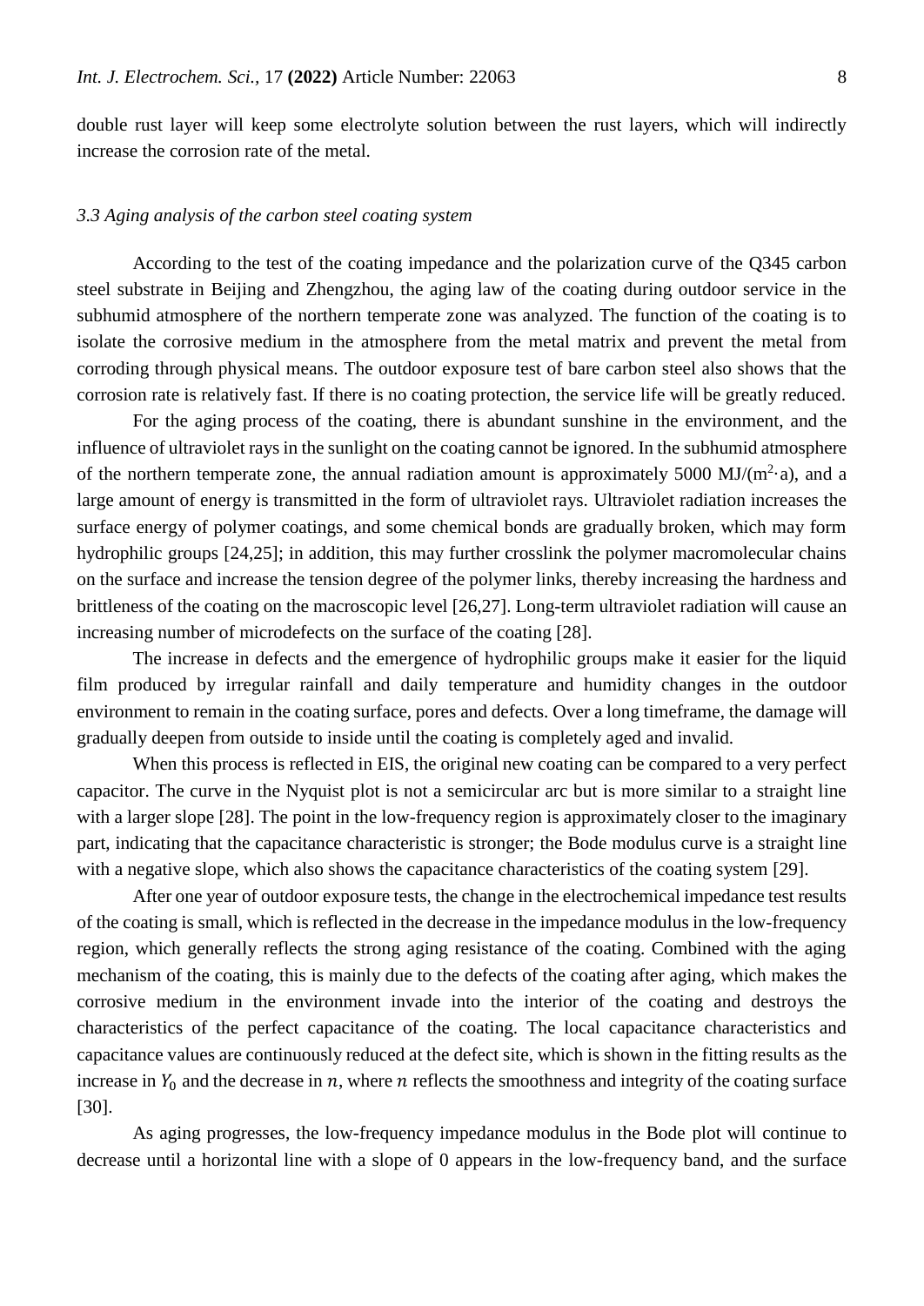double rust layer will keep some electrolyte solution between the rust layers, which will indirectly increase the corrosion rate of the metal.

### *3.3 Aging analysis of the carbon steel coating system*

According to the test of the coating impedance and the polarization curve of the Q345 carbon steel substrate in Beijing and Zhengzhou, the aging law of the coating during outdoor service in the subhumid atmosphere of the northern temperate zone was analyzed. The function of the coating is to isolate the corrosive medium in the atmosphere from the metal matrix and prevent the metal from corroding through physical means. The outdoor exposure test of bare carbon steel also shows that the corrosion rate is relatively fast. If there is no coating protection, the service life will be greatly reduced.

For the aging process of the coating, there is abundant sunshine in the environment, and the influence of ultraviolet rays in the sunlight on the coating cannot be ignored. In the subhumid atmosphere of the northern temperate zone, the annual radiation amount is approximately 5000 MJ/($m^2$·a), and a large amount of energy is transmitted in the form of ultraviolet rays. Ultraviolet radiation increases the surface energy of polymer coatings, and some chemical bonds are gradually broken, which may form hydrophilic groups [24,25]; in addition, this may further crosslink the polymer macromolecular chains on the surface and increase the tension degree of the polymer links, thereby increasing the hardness and brittleness of the coating on the macroscopic level [26,27]. Long-term ultraviolet radiation will cause an increasing number of microdefects on the surface of the coating [28].

The increase in defects and the emergence of hydrophilic groups make it easier for the liquid film produced by irregular rainfall and daily temperature and humidity changes in the outdoor environment to remain in the coating surface, pores and defects. Over a long timeframe, the damage will gradually deepen from outside to inside until the coating is completely aged and invalid.

When this process is reflected in EIS, the original new coating can be compared to a very perfect capacitor. The curve in the Nyquist plot is not a semicircular arc but is more similar to a straight line with a larger slope [28]. The point in the low-frequency region is approximately closer to the imaginary part, indicating that the capacitance characteristic is stronger; the Bode modulus curve is a straight line with a negative slope, which also shows the capacitance characteristics of the coating system [29].

After one year of outdoor exposure tests, the change in the electrochemical impedance test results of the coating is small, which is reflected in the decrease in the impedance modulus in the low-frequency region, which generally reflects the strong aging resistance of the coating. Combined with the aging mechanism of the coating, this is mainly due to the defects of the coating after aging, which makes the corrosive medium in the environment invade into the interior of the coating and destroys the characteristics of the perfect capacitance of the coating. The local capacitance characteristics and capacitance values are continuously reduced at the defect site, which is shown in the fitting results as the increase in $Y_0$ and the decrease in $n$, where $n$ reflects the smoothness and integrity of the coating surface [30].

As aging progresses, the low-frequency impedance modulus in the Bode plot will continue to decrease until a horizontal line with a slope of 0 appears in the low-frequency band, and the surface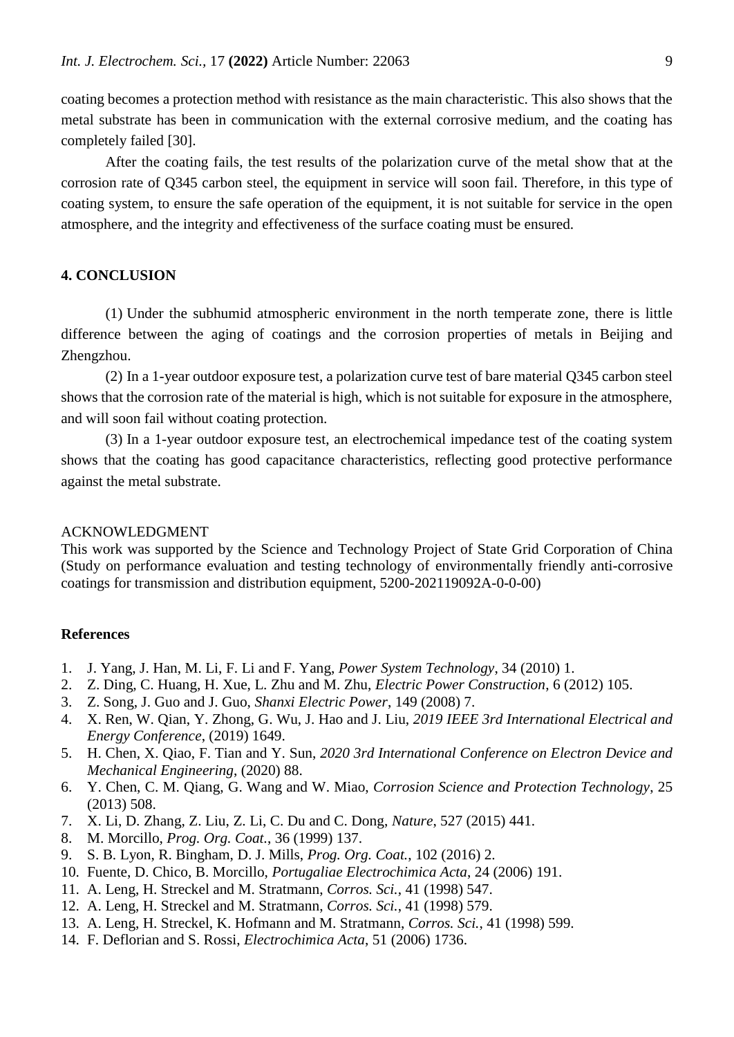coating becomes a protection method with resistance as the main characteristic. This also shows that the metal substrate has been in communication with the external corrosive medium, and the coating has completely failed [30].

After the coating fails, the test results of the polarization curve of the metal show that at the corrosion rate of Q345 carbon steel, the equipment in service will soon fail. Therefore, in this type of coating system, to ensure the safe operation of the equipment, it is not suitable for service in the open atmosphere, and the integrity and effectiveness of the surface coating must be ensured.

## 4. CONCLUSION

(1) Under the subhumid atmospheric environment in the north temperate zone, there is little difference between the aging of coatings and the corrosion properties of metals in Beijing and Zhengzhou.

(2) In a 1-year outdoor exposure test, a polarization curve test of bare material Q345 carbon steel shows that the corrosion rate of the material is high, which is not suitable for exposure in the atmosphere, and will soon fail without coating protection.

(3) In a 1-year outdoor exposure test, an electrochemical impedance test of the coating system shows that the coating has good capacitance characteristics, reflecting good protective performance against the metal substrate.

ACKNOWLEDGMENT

This work was supported by the Science and Technology Project of State Grid Corporation of China (Study on performance evaluation and testing technology of environmentally friendly anti-corrosive coatings for transmission and distribution equipment, 5200-202119092A-0-0-00)

## References

1. J. Yang, J. Han, M. Li, F. Li and F. Yang, *Power System Technology*, 34 (2010) 1.
2. Z. Ding, C. Huang, H. Xue, L. Zhu and M. Zhu, *Electric Power Construction*, 6 (2012) 105.
3. Z. Song, J. Guo and J. Guo, *Shanxi Electric Power*, 149 (2008) 7.
4. X. Ren, W. Qian, Y. Zhong, G. Wu, J. Hao and J. Liu, *2019 IEEE 3rd International Electrical and Energy Conference*, (2019) 1649.
5. H. Chen, X. Qiao, F. Tian and Y. Sun, *2020 3rd International Conference on Electron Device and Mechanical Engineering*, (2020) 88.
6. Y. Chen, C. M. Qiang, G. Wang and W. Miao, *Corrosion Science and Protection Technology*, 25 (2013) 508.
7. X. Li, D. Zhang, Z. Liu, Z. Li, C. Du and C. Dong, *Nature*, 527 (2015) 441.
8. M. Morcillo, *Prog. Org. Coat.*, 36 (1999) 137.
9. S. B. Lyon, R. Bingham, D. J. Mills, *Prog. Org. Coat.*, 102 (2016) 2.
10. Fuente, D. Chico, B. Morcillo, *Portugaliae Electrochimica Acta*, 24 (2006) 191.
11. A. Leng, H. Streckel and M. Stratmann, *Corros. Sci.*, 41 (1998) 547.
12. A. Leng, H. Streckel and M. Stratmann, *Corros. Sci.*, 41 (1998) 579.
13. A. Leng, H. Streckel, K. Hofmann and M. Stratmann, *Corros. Sci.*, 41 (1998) 599.
14. F. Deflorian and S. Rossi, *Electrochimica Acta*, 51 (2006) 1736.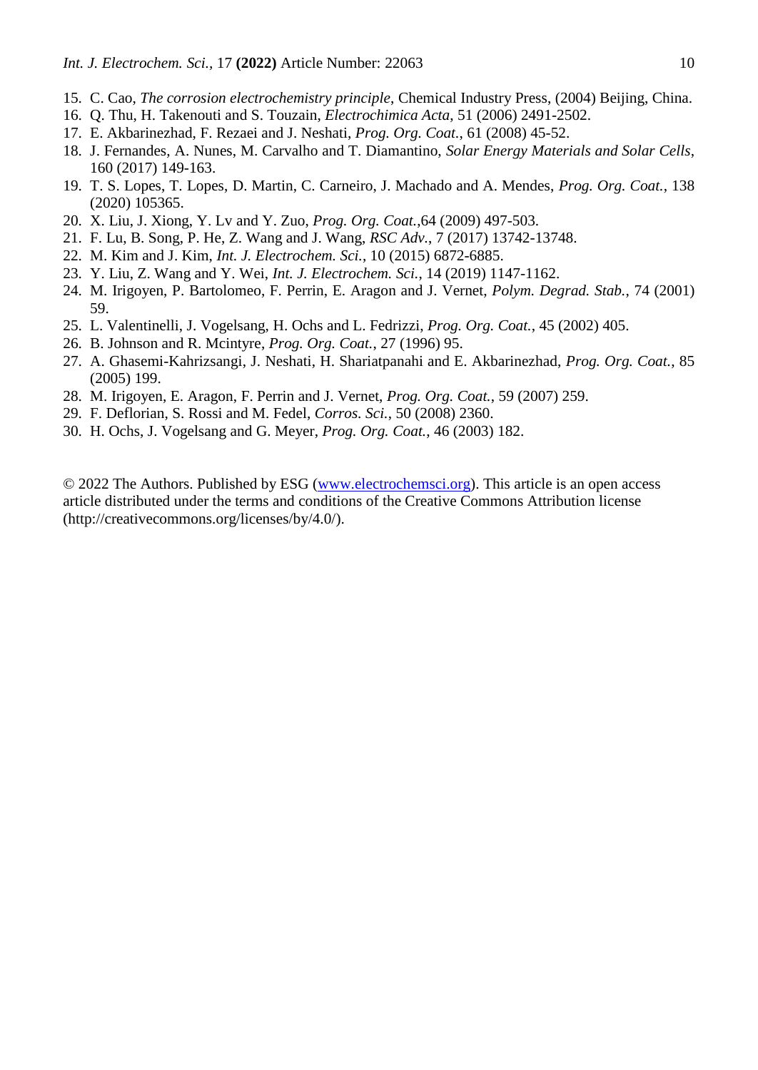15. C. Cao, *The corrosion electrochemistry principle*, Chemical Industry Press, (2004) Beijing, China.
16. Q. Thu, H. Takenouti and S. Touzain, *Electrochimica Acta*, 51 (2006) 2491-2502.
17. E. Akbarinezhad, F. Rezaei and J. Neshati, *Prog. Org. Coat.*, 61 (2008) 45-52.
18. J. Fernandes, A. Nunes, M. Carvalho and T. Diamantino, *Solar Energy Materials and Solar Cells*, 160 (2017) 149-163.
19. T. S. Lopes, T. Lopes, D. Martin, C. Carneiro, J. Machado and A. Mendes, *Prog. Org. Coat.*, 138 (2020) 105365.
20. X. Liu, J. Xiong, Y. Lv and Y. Zuo, *Prog. Org. Coat.*,64 (2009) 497-503.
21. F. Lu, B. Song, P. He, Z. Wang and J. Wang, *RSC Adv.*, 7 (2017) 13742-13748.
22. M. Kim and J. Kim, *Int. J. Electrochem. Sci.*, 10 (2015) 6872-6885.
23. Y. Liu, Z. Wang and Y. Wei, *Int. J. Electrochem. Sci.*, 14 (2019) 1147-1162.
24. M. Irigoyen, P. Bartolomeo, F. Perrin, E. Aragon and J. Vernet, *Polym. Degrad. Stab.*, 74 (2001) 59.
25. L. Valentinelli, J. Vogelsang, H. Ochs and L. Fedrizzi, *Prog. Org. Coat.*, 45 (2002) 405.
26. B. Johnson and R. Mcintyre, *Prog. Org. Coat.*, 27 (1996) 95.
27. A. Ghasemi-Kahrizsangi, J. Neshati, H. Shariatpanahi and E. Akbarinezhad, *Prog. Org. Coat.*, 85 (2005) 199.
28. M. Irigoyen, E. Aragon, F. Perrin and J. Vernet, *Prog. Org. Coat.*, 59 (2007) 259.
29. F. Deflorian, S. Rossi and M. Fedel, *Corros. Sci.*, 50 (2008) 2360.
30. H. Ochs, J. Vogelsang and G. Meyer, *Prog. Org. Coat.*, 46 (2003) 182.

© 2022 The Authors. Published by ESG (www.electrochemsci.org). This article is an open access article distributed under the terms and conditions of the Creative Commons Attribution license (http://creativecommons.org/licenses/by/4.0/).